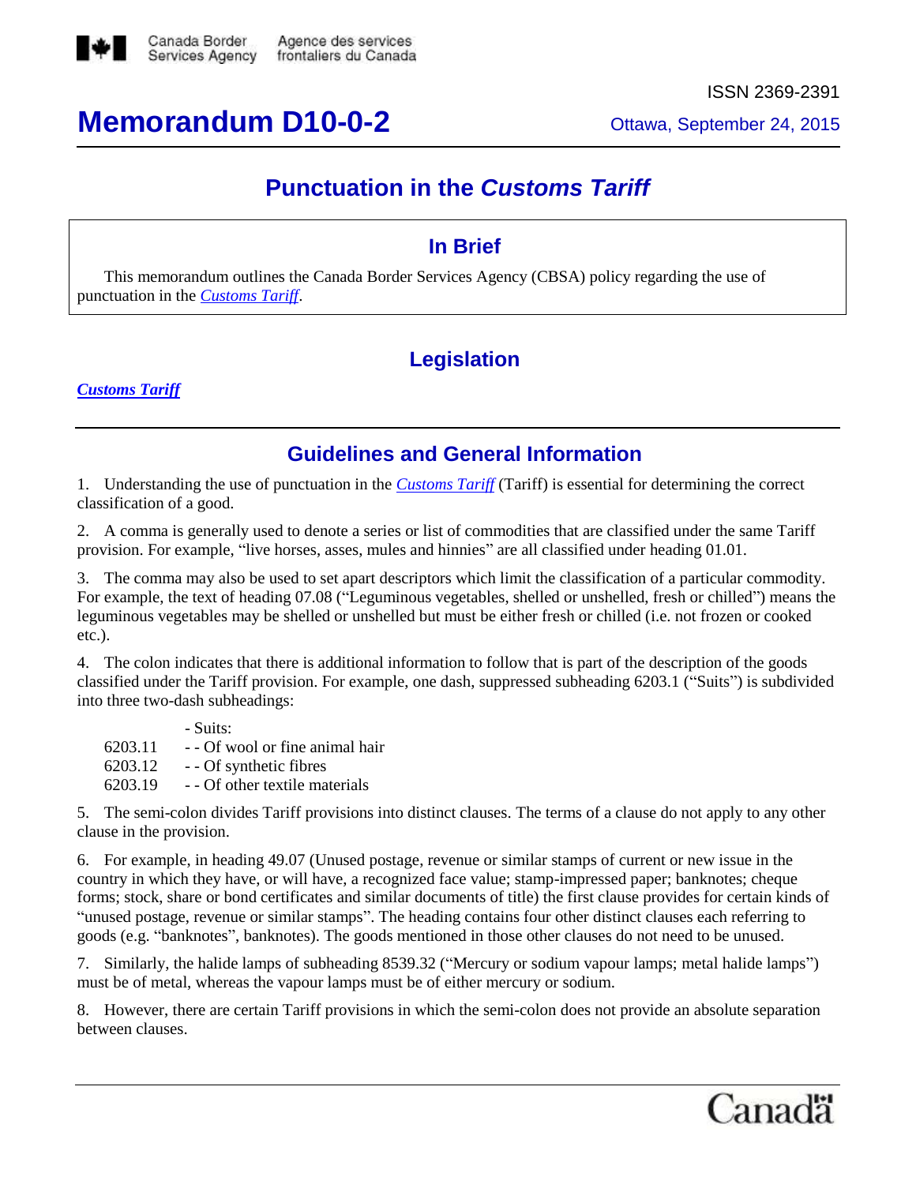Canada Border Services Agency | Agence des services frontaliers du Canada

ISSN 2369-2391

# Memorandum D10-0-2

Ottawa, September 24, 2015

## Punctuation in the *Customs Tariff*

### In Brief

This memorandum outlines the Canada Border Services Agency (CBSA) policy regarding the use of punctuation in the *Customs Tariff*.

## Legislation

***Customs Tariff***

## Guidelines and General Information

1. Understanding the use of punctuation in the *Customs Tariff* (Tariff) is essential for determining the correct classification of a good.

2. A comma is generally used to denote a series or list of commodities that are classified under the same Tariff provision. For example, "live horses, asses, mules and hinnies" are all classified under heading 01.01.

3. The comma may also be used to set apart descriptors which limit the classification of a particular commodity. For example, the text of heading 07.08 ("Leguminous vegetables, shelled or unshelled, fresh or chilled") means the leguminous vegetables may be shelled or unshelled but must be either fresh or chilled (i.e. not frozen or cooked etc.).

4. The colon indicates that there is additional information to follow that is part of the description of the goods classified under the Tariff provision. For example, one dash, suppressed subheading 6203.1 ("Suits") is subdivided into three two-dash subheadings:

| | |
|---|---|
| | - Suits: |
| 6203.11 | - - Of wool or fine animal hair |
| 6203.12 | - - Of synthetic fibres |
| 6203.19 | - - Of other textile materials |

5. The semi-colon divides Tariff provisions into distinct clauses. The terms of a clause do not apply to any other clause in the provision.

6. For example, in heading 49.07 (Unused postage, revenue or similar stamps of current or new issue in the country in which they have, or will have, a recognized face value; stamp-impressed paper; banknotes; cheque forms; stock, share or bond certificates and similar documents of title) the first clause provides for certain kinds of "unused postage, revenue or similar stamps". The heading contains four other distinct clauses each referring to goods (e.g. "banknotes", banknotes). The goods mentioned in those other clauses do not need to be unused.

7. Similarly, the halide lamps of subheading 8539.32 ("Mercury or sodium vapour lamps; metal halide lamps") must be of metal, whereas the vapour lamps must be of either mercury or sodium.

8. However, there are certain Tariff provisions in which the semi-colon does not provide an absolute separation between clauses.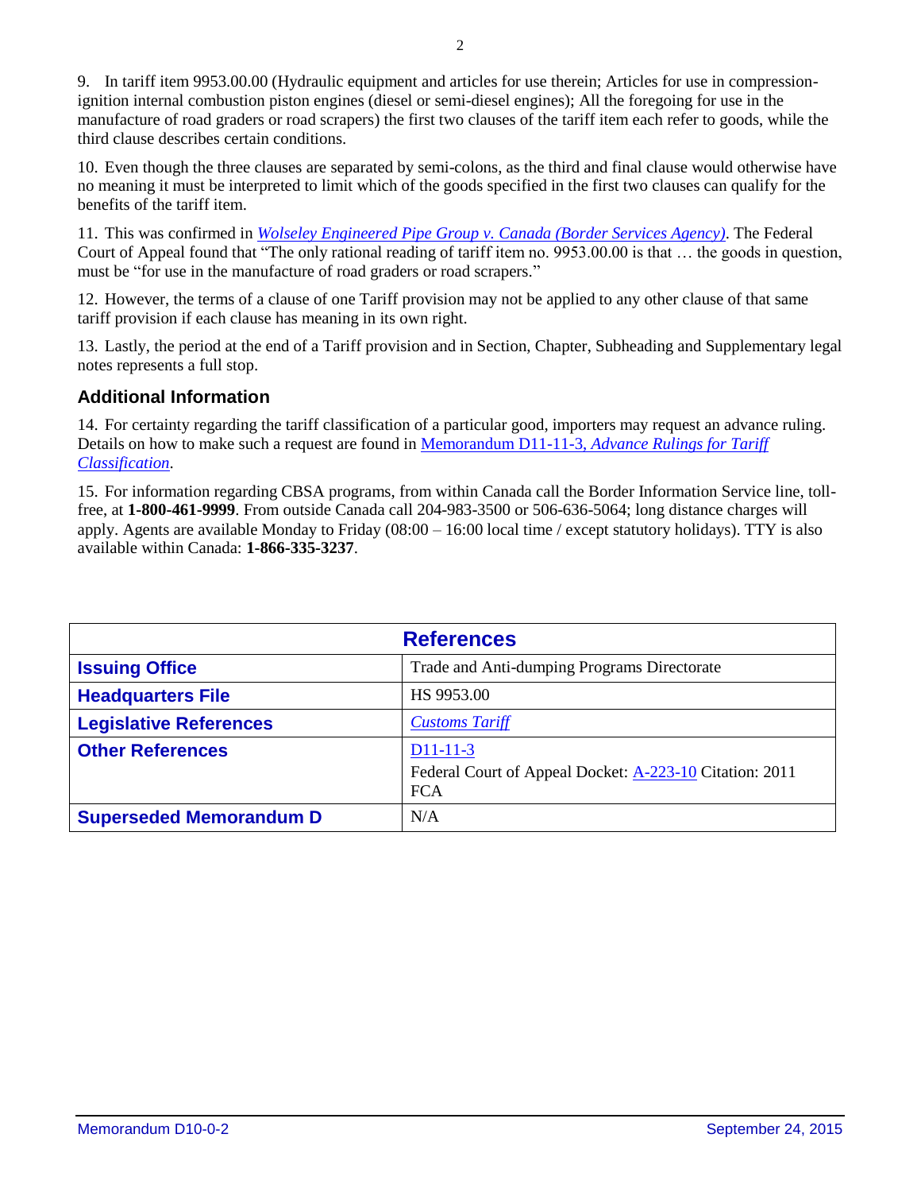9. In tariff item 9953.00.00 (Hydraulic equipment and articles for use therein; Articles for use in compression-ignition internal combustion piston engines (diesel or semi-diesel engines); All the foregoing for use in the manufacture of road graders or road scrapers) the first two clauses of the tariff item each refer to goods, while the third clause describes certain conditions.

10. Even though the three clauses are separated by semi-colons, as the third and final clause would otherwise have no meaning it must be interpreted to limit which of the goods specified in the first two clauses can qualify for the benefits of the tariff item.

11. This was confirmed in *Wolseley Engineered Pipe Group v. Canada (Border Services Agency)*. The Federal Court of Appeal found that "The only rational reading of tariff item no. 9953.00.00 is that … the goods in question, must be "for use in the manufacture of road graders or road scrapers."

12. However, the terms of a clause of one Tariff provision may not be applied to any other clause of that same tariff provision if each clause has meaning in its own right.

13. Lastly, the period at the end of a Tariff provision and in Section, Chapter, Subheading and Supplementary legal notes represents a full stop.

## Additional Information

14. For certainty regarding the tariff classification of a particular good, importers may request an advance ruling. Details on how to make such a request are found in Memorandum D11-11-3, *Advance Rulings for Tariff Classification*.

15. For information regarding CBSA programs, from within Canada call the Border Information Service line, toll-free, at **1-800-461-9999**. From outside Canada call 204-983-3500 or 506-636-5064; long distance charges will apply. Agents are available Monday to Friday (08:00 – 16:00 local time / except statutory holidays). TTY is also available within Canada: **1-866-335-3237**.

| **References** | |
|---|---|
| **Issuing Office** | Trade and Anti-dumping Programs Directorate |
| **Headquarters File** | HS 9953.00 |
| **Legislative References** | *Customs Tariff* |
| **Other References** | D11-11-3<br>Federal Court of Appeal Docket: A-223-10 Citation: 2011 FCA |
| **Superseded Memorandum D** | N/A |